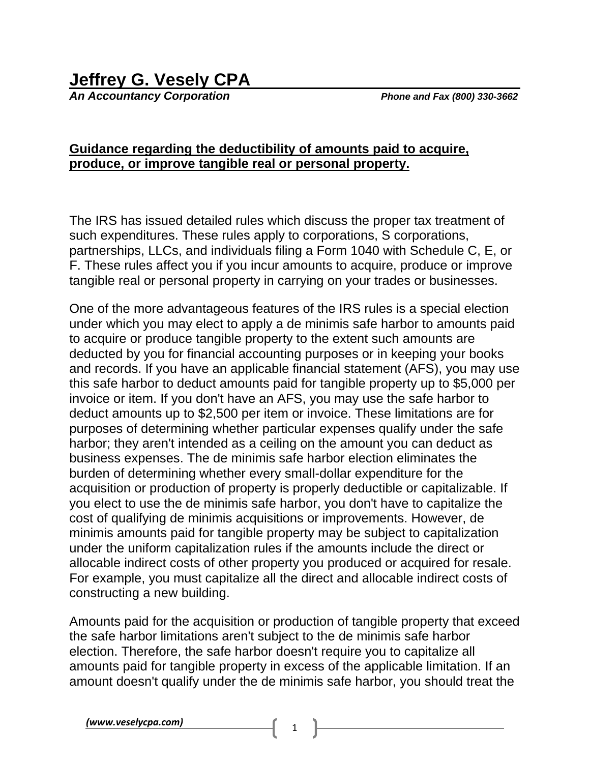# Jeffrey G. Vesely CPA

***An Accountancy Corporation*** ***Phone and Fax (800) 330-3662***

## Guidance regarding the deductibility of amounts paid to acquire, produce, or improve tangible real or personal property.

The IRS has issued detailed rules which discuss the proper tax treatment of such expenditures. These rules apply to corporations, S corporations, partnerships, LLCs, and individuals filing a Form 1040 with Schedule C, E, or F. These rules affect you if you incur amounts to acquire, produce or improve tangible real or personal property in carrying on your trades or businesses.

One of the more advantageous features of the IRS rules is a special election under which you may elect to apply a de minimis safe harbor to amounts paid to acquire or produce tangible property to the extent such amounts are deducted by you for financial accounting purposes or in keeping your books and records. If you have an applicable financial statement (AFS), you may use this safe harbor to deduct amounts paid for tangible property up to $5,000 per invoice or item. If you don't have an AFS, you may use the safe harbor to deduct amounts up to $2,500 per item or invoice. These limitations are for purposes of determining whether particular expenses qualify under the safe harbor; they aren't intended as a ceiling on the amount you can deduct as business expenses. The de minimis safe harbor election eliminates the burden of determining whether every small-dollar expenditure for the acquisition or production of property is properly deductible or capitalizable. If you elect to use the de minimis safe harbor, you don't have to capitalize the cost of qualifying de minimis acquisitions or improvements. However, de minimis amounts paid for tangible property may be subject to capitalization under the uniform capitalization rules if the amounts include the direct or allocable indirect costs of other property you produced or acquired for resale. For example, you must capitalize all the direct and allocable indirect costs of constructing a new building.

Amounts paid for the acquisition or production of tangible property that exceed the safe harbor limitations aren't subject to the de minimis safe harbor election. Therefore, the safe harbor doesn't require you to capitalize all amounts paid for tangible property in excess of the applicable limitation. If an amount doesn't qualify under the de minimis safe harbor, you should treat the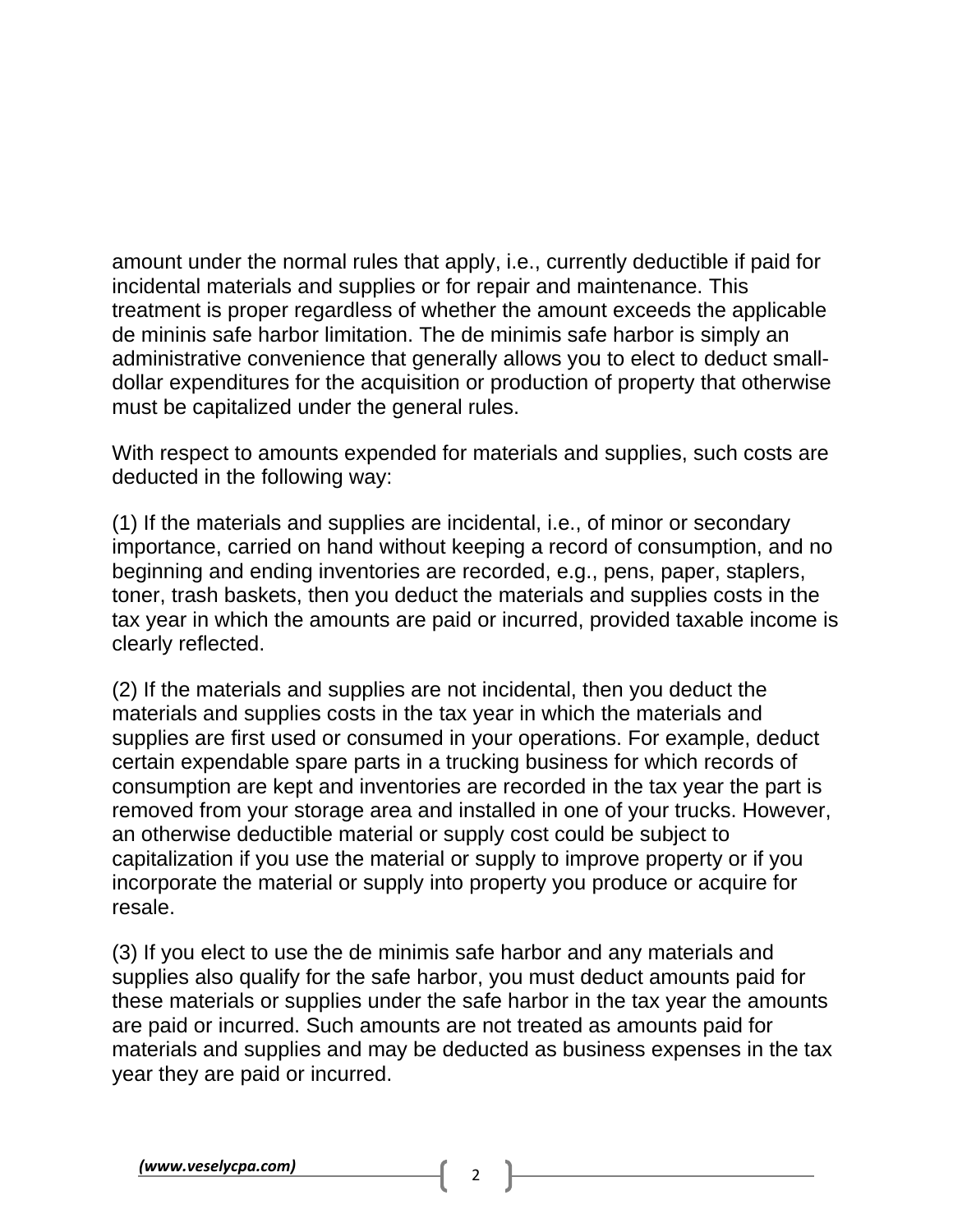amount under the normal rules that apply, i.e., currently deductible if paid for incidental materials and supplies or for repair and maintenance. This treatment is proper regardless of whether the amount exceeds the applicable de mininis safe harbor limitation. The de minimis safe harbor is simply an administrative convenience that generally allows you to elect to deduct small-dollar expenditures for the acquisition or production of property that otherwise must be capitalized under the general rules.

With respect to amounts expended for materials and supplies, such costs are deducted in the following way:

(1) If the materials and supplies are incidental, i.e., of minor or secondary importance, carried on hand without keeping a record of consumption, and no beginning and ending inventories are recorded, e.g., pens, paper, staplers, toner, trash baskets, then you deduct the materials and supplies costs in the tax year in which the amounts are paid or incurred, provided taxable income is clearly reflected.

(2) If the materials and supplies are not incidental, then you deduct the materials and supplies costs in the tax year in which the materials and supplies are first used or consumed in your operations. For example, deduct certain expendable spare parts in a trucking business for which records of consumption are kept and inventories are recorded in the tax year the part is removed from your storage area and installed in one of your trucks. However, an otherwise deductible material or supply cost could be subject to capitalization if you use the material or supply to improve property or if you incorporate the material or supply into property you produce or acquire for resale.

(3) If you elect to use the de minimis safe harbor and any materials and supplies also qualify for the safe harbor, you must deduct amounts paid for these materials or supplies under the safe harbor in the tax year the amounts are paid or incurred. Such amounts are not treated as amounts paid for materials and supplies and may be deducted as business expenses in the tax year they are paid or incurred.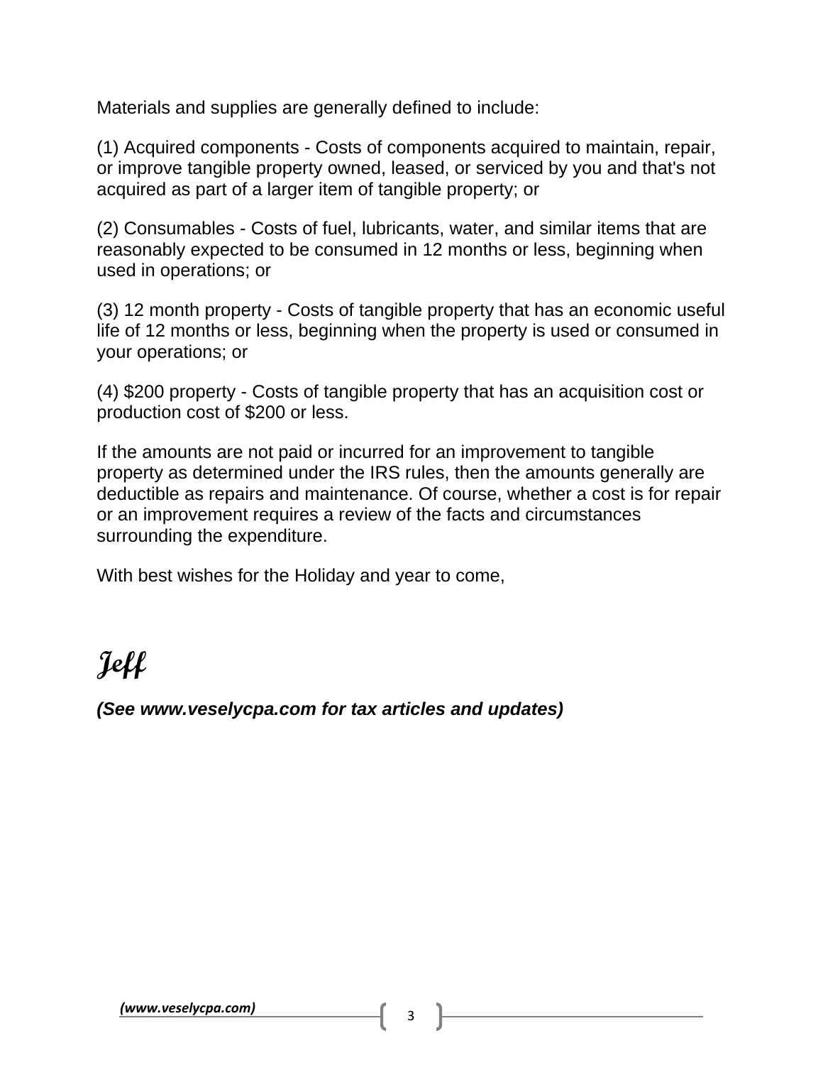Materials and supplies are generally defined to include:

(1) Acquired components - Costs of components acquired to maintain, repair, or improve tangible property owned, leased, or serviced by you and that's not acquired as part of a larger item of tangible property; or

(2) Consumables - Costs of fuel, lubricants, water, and similar items that are reasonably expected to be consumed in 12 months or less, beginning when used in operations; or

(3) 12 month property - Costs of tangible property that has an economic useful life of 12 months or less, beginning when the property is used or consumed in your operations; or

(4) $200 property - Costs of tangible property that has an acquisition cost or production cost of $200 or less.

If the amounts are not paid or incurred for an improvement to tangible property as determined under the IRS rules, then the amounts generally are deductible as repairs and maintenance. Of course, whether a cost is for repair or an improvement requires a review of the facts and circumstances surrounding the expenditure.

With best wishes for the Holiday and year to come,

**Jeff**

***(See www.veselycpa.com for tax articles and updates)***